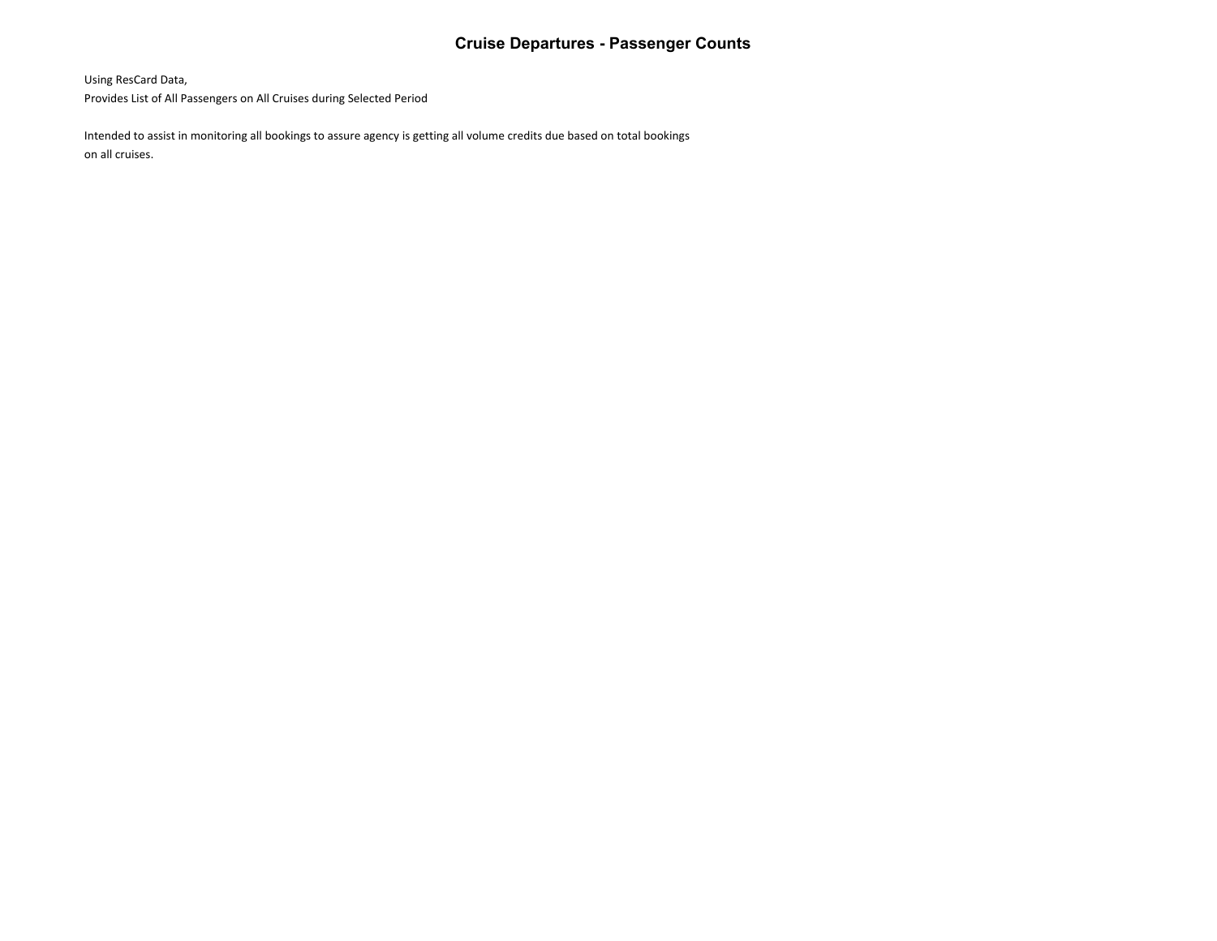# Cruise Departures - Passenger Counts

Using ResCard Data,
Provides List of All Passengers on All Cruises during Selected Period

Intended to assist in monitoring all bookings to assure agency is getting all volume credits due based on total bookings on all cruises.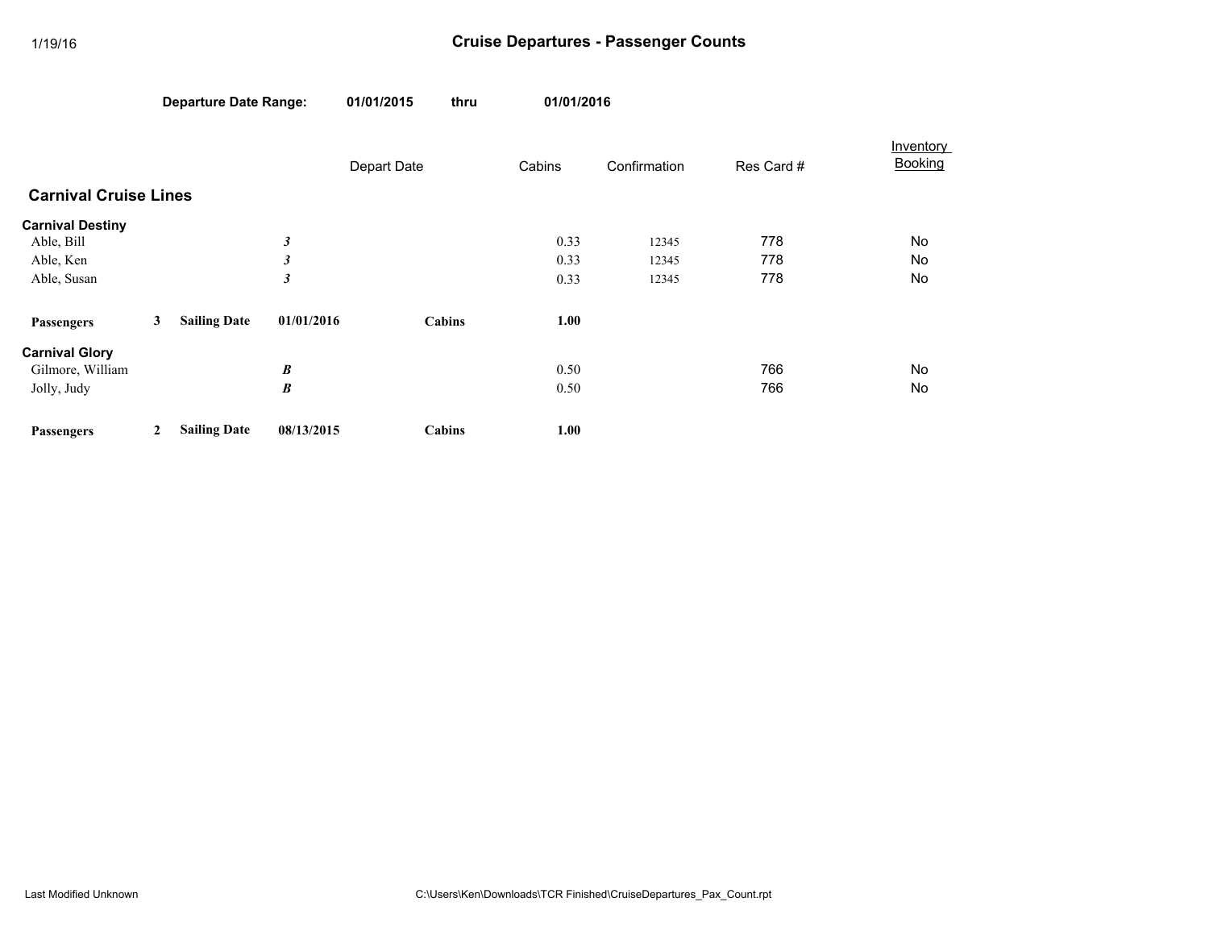# Cruise Departures - Passenger Counts

**Departure Date Range:** **01/01/2015** **thru** **01/01/2016**

| | | | Depart Date | | Cabins | Confirmation | Res Card # | Inventory Booking |
|---|---|---|---|---|---|---|---|---|
| **Carnival Cruise Lines** | | | | | | | | |
| **Carnival Destiny** | | | | | | | | |
| Able, Bill | | | ***3*** | | 0.33 | 12345 | 778 | No |
| Able, Ken | | | ***3*** | | 0.33 | 12345 | 778 | No |
| Able, Susan | | | ***3*** | | 0.33 | 12345 | 778 | No |
| **Passengers** | **3** | **Sailing Date** | **01/01/2016** | **Cabins** | **1.00** | | | |
| **Carnival Glory** | | | | | | | | |
| Gilmore, William | | | ***B*** | | 0.50 | | 766 | No |
| Jolly, Judy | | | ***B*** | | 0.50 | | 766 | No |
| **Passengers** | **2** | **Sailing Date** | **08/13/2015** | **Cabins** | **1.00** | | | |

Last Modified Unknown

C:\Users\Ken\Downloads\TCR Finished\CruiseDepartures_Pax_Count.rpt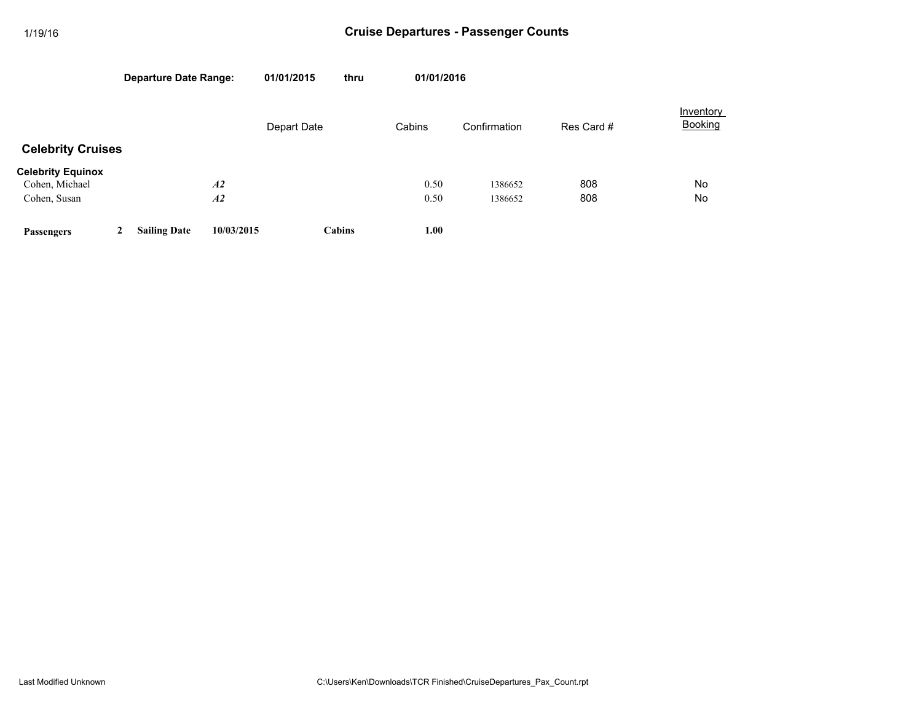# Cruise Departures - Passenger Counts

**Departure Date Range:** **01/01/2015** **thru** **01/01/2016**

| | | Depart Date | Cabins | Confirmation | Res Card # | Inventory Booking |
|---|---|---|---|---|---|---|
| **Celebrity Cruises** | | | | | | |
| **Celebrity Equinox** | | | | | | |
| Cohen, Michael | *A2* | | 0.50 | 1386652 | 808 | No |
| Cohen, Susan | *A2* | | 0.50 | 1386652 | 808 | No |

**Passengers** **2** **Sailing Date** **10/03/2015** **Cabins** **1.00**

Last Modified Unknown

C:\Users\Ken\Downloads\TCR Finished\CruiseDepartures_Pax_Count.rpt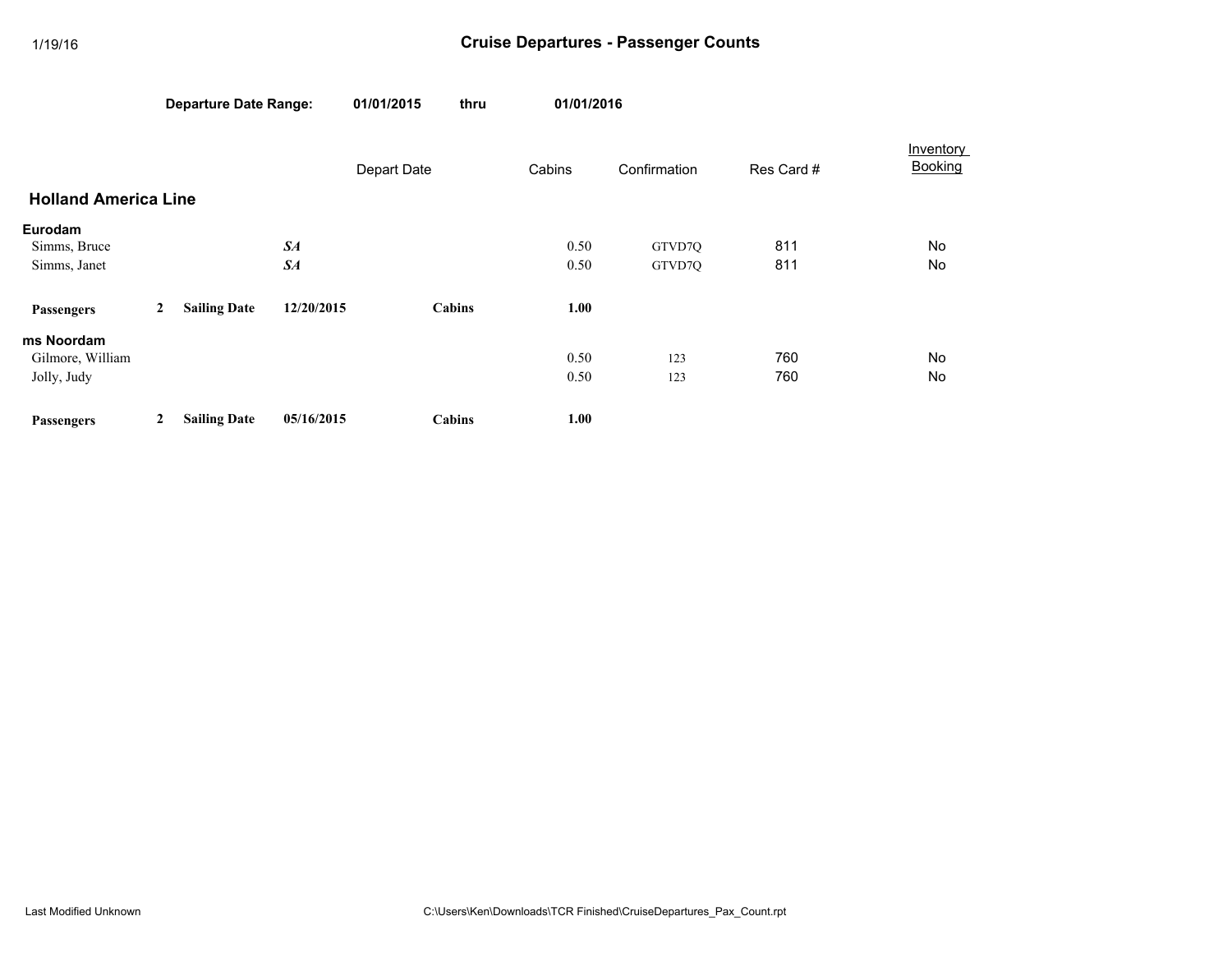# Cruise Departures - Passenger Counts

**Departure Date Range:** **01/01/2015** **thru** **01/01/2016**

## Holland America Line

| | | Depart Date | Cabins | Confirmation | Res Card # | Inventory Booking |
|---|---|---|---|---|---|---|
| **Eurodam** | | | | | | |
| Simms, Bruce | ***SA*** | | 0.50 | GTVD7Q | 811 | No |
| Simms, Janet | ***SA*** | | 0.50 | GTVD7Q | 811 | No |
| **Passengers** **2** | **Sailing Date** | **12/20/2015** | **Cabins** **1.00** | | | |
| **ms Noordam** | | | | | | |
| Gilmore, William | | | 0.50 | 123 | 760 | No |
| Jolly, Judy | | | 0.50 | 123 | 760 | No |
| **Passengers** **2** | **Sailing Date** | **05/16/2015** | **Cabins** **1.00** | | | |

Last Modified Unknown

C:\Users\Ken\Downloads\TCR Finished\CruiseDepartures_Pax_Count.rpt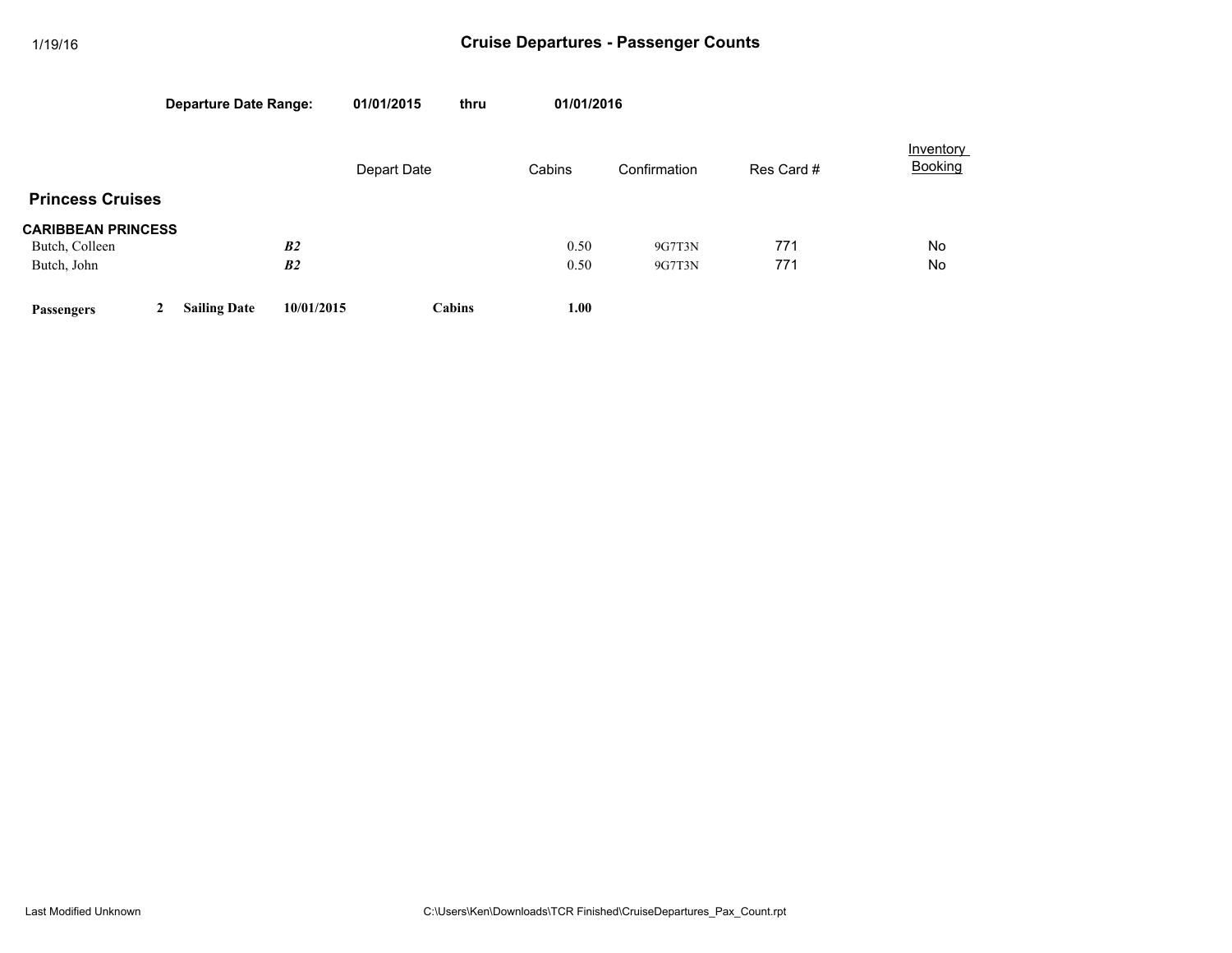# Cruise Departures - Passenger Counts

**Departure Date Range:** **01/01/2015** **thru** **01/01/2016**

| | | Depart Date | Cabins | Confirmation | Res Card # | Inventory Booking |
|---|---|---|---|---|---|---|
| **Princess Cruises** | | | | | | |
| **CARIBBEAN PRINCESS** | | | | | | |
| Butch, Colleen | ***B2*** | | 0.50 | 9G7T3N | 771 | No |
| Butch, John | ***B2*** | | 0.50 | 9G7T3N | 771 | No |

**Passengers** **2** **Sailing Date** **10/01/2015** **Cabins** **1.00**

Last Modified Unknown

C:\Users\Ken\Downloads\TCR Finished\CruiseDepartures_Pax_Count.rpt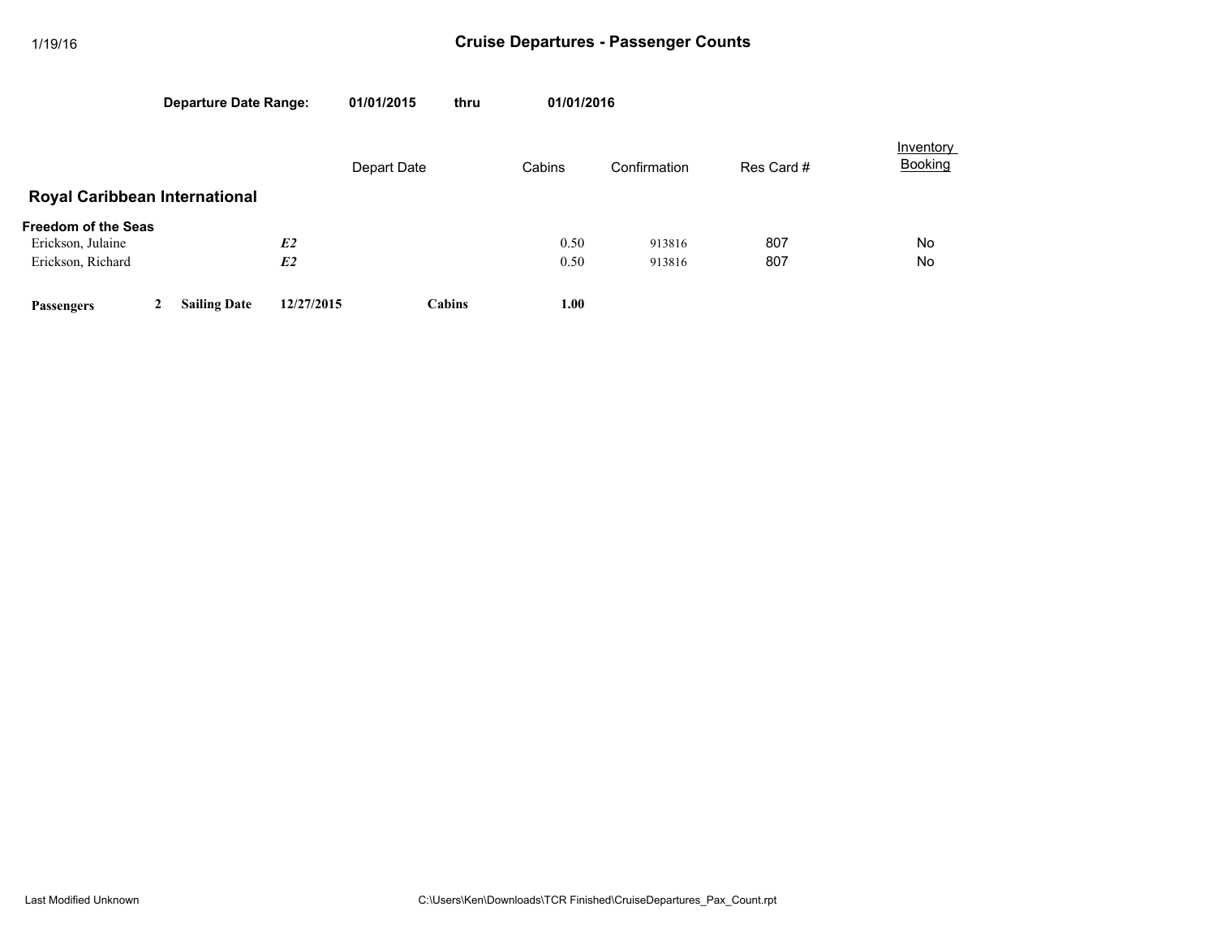# Cruise Departures - Passenger Counts

**Departure Date Range:** **01/01/2015** **thru** **01/01/2016**

| | | Depart Date | Cabins | Confirmation | Res Card # | Inventory Booking |
|---|---|---|---|---|---|---|
| **Royal Caribbean International** | | | | | | |
| **Freedom of the Seas** | | | | | | |
| Erickson, Julaine | *E2* | | 0.50 | 913816 | 807 | No |
| Erickson, Richard | *E2* | | 0.50 | 913816 | 807 | No |

**Passengers** **2** **Sailing Date** **12/27/2015** **Cabins** **1.00**

Last Modified Unknown

C:\Users\Ken\Downloads\TCR Finished\CruiseDepartures_Pax_Count.rpt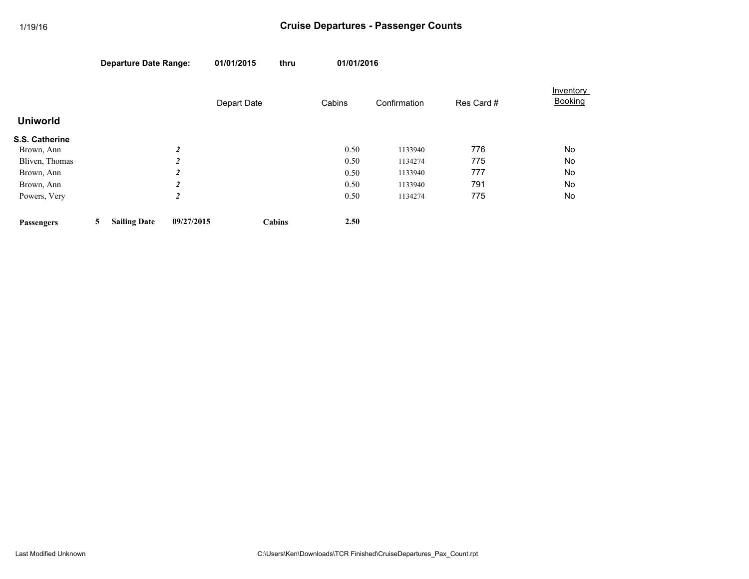# Cruise Departures - Passenger Counts

**Departure Date Range:** **01/01/2015** **thru** **01/01/2016**

## Uniworld

### S.S. Catherine

| | | Depart Date | Cabins | Confirmation | Res Card # | Inventory Booking |
|---|---|---|---|---|---|---|
| Brown, Ann | *2* | | 0.50 | 1133940 | 776 | No |
| Bliven, Thomas | *2* | | 0.50 | 1134274 | 775 | No |
| Brown, Ann | *2* | | 0.50 | 1133940 | 777 | No |
| Brown, Ann | *2* | | 0.50 | 1133940 | 791 | No |
| Powers, Very | *2* | | 0.50 | 1134274 | 775 | No |

**Passengers** **5** **Sailing Date** **09/27/2015** **Cabins** **2.50**

Last Modified Unknown

C:\Users\Ken\Downloads\TCR Finished\CruiseDepartures_Pax_Count.rpt